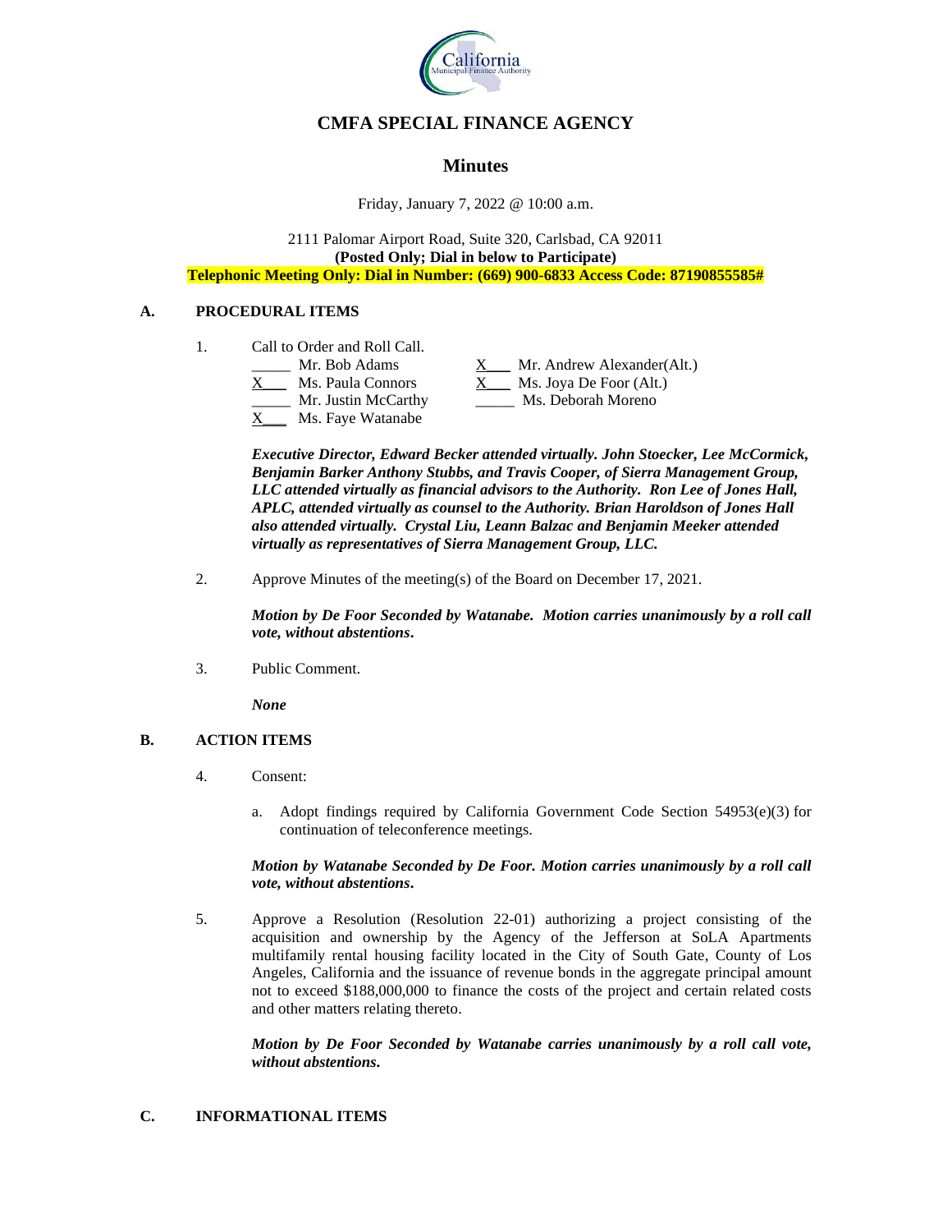# CMFA SPECIAL FINANCE AGENCY

## Minutes

Friday, January 7, 2022 @ 10:00 a.m.

2111 Palomar Airport Road, Suite 320, Carlsbad, CA 92011
**(Posted Only; Dial in below to Participate)**
**Telephonic Meeting Only: Dial in Number: (669) 900-6833 Access Code: 87190855585#**

### A. PROCEDURAL ITEMS

1. Call to Order and Roll Call.

   _____ Mr. Bob Adams
   X___ Ms. Paula Connors
   _____ Mr. Justin McCarthy
   X___ Ms. Faye Watanabe
   X___ Mr. Andrew Alexander(Alt.)
   X___ Ms. Joya De Foor (Alt.)
   _____ Ms. Deborah Moreno

   ***Executive Director, Edward Becker attended virtually. John Stoecker, Lee McCormick, Benjamin Barker Anthony Stubbs, and Travis Cooper, of Sierra Management Group, LLC attended virtually as financial advisors to the Authority. Ron Lee of Jones Hall, APLC, attended virtually as counsel to the Authority. Brian Haroldson of Jones Hall also attended virtually. Crystal Liu, Leann Balzac and Benjamin Meeker attended virtually as representatives of Sierra Management Group, LLC.***

2. Approve Minutes of the meeting(s) of the Board on December 17, 2021.

   ***Motion by De Foor Seconded by Watanabe. Motion carries unanimously by a roll call vote, without abstentions.***

3. Public Comment.

   ***None***

### B. ACTION ITEMS

4. Consent:

   a. Adopt findings required by California Government Code Section 54953(e)(3) for continuation of teleconference meetings.

   ***Motion by Watanabe Seconded by De Foor. Motion carries unanimously by a roll call vote, without abstentions.***

5. Approve a Resolution (Resolution 22-01) authorizing a project consisting of the acquisition and ownership by the Agency of the Jefferson at SoLA Apartments multifamily rental housing facility located in the City of South Gate, County of Los Angeles, California and the issuance of revenue bonds in the aggregate principal amount not to exceed $188,000,000 to finance the costs of the project and certain related costs and other matters relating thereto.

   ***Motion by De Foor Seconded by Watanabe carries unanimously by a roll call vote, without abstentions.***

### C. INFORMATIONAL ITEMS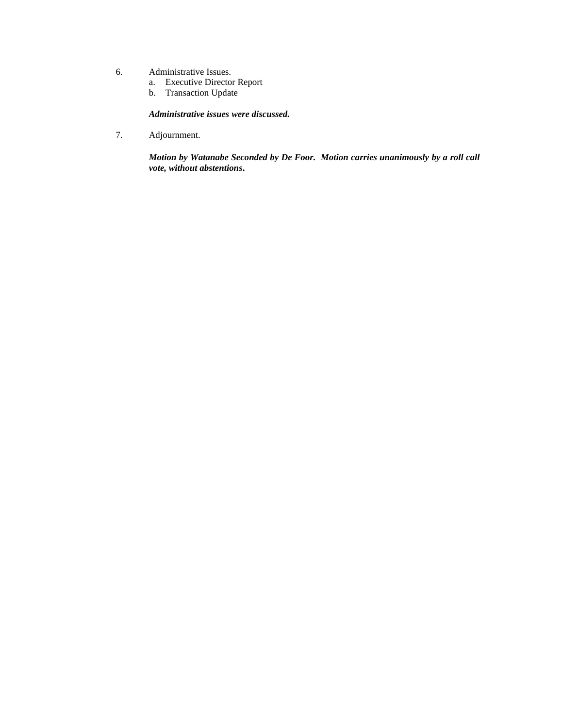6. Administrative Issues.
   a. Executive Director Report
   b. Transaction Update

   ***Administrative issues were discussed.***

7. Adjournment.

   ***Motion by Watanabe Seconded by De Foor. Motion carries unanimously by a roll call vote, without abstentions.***